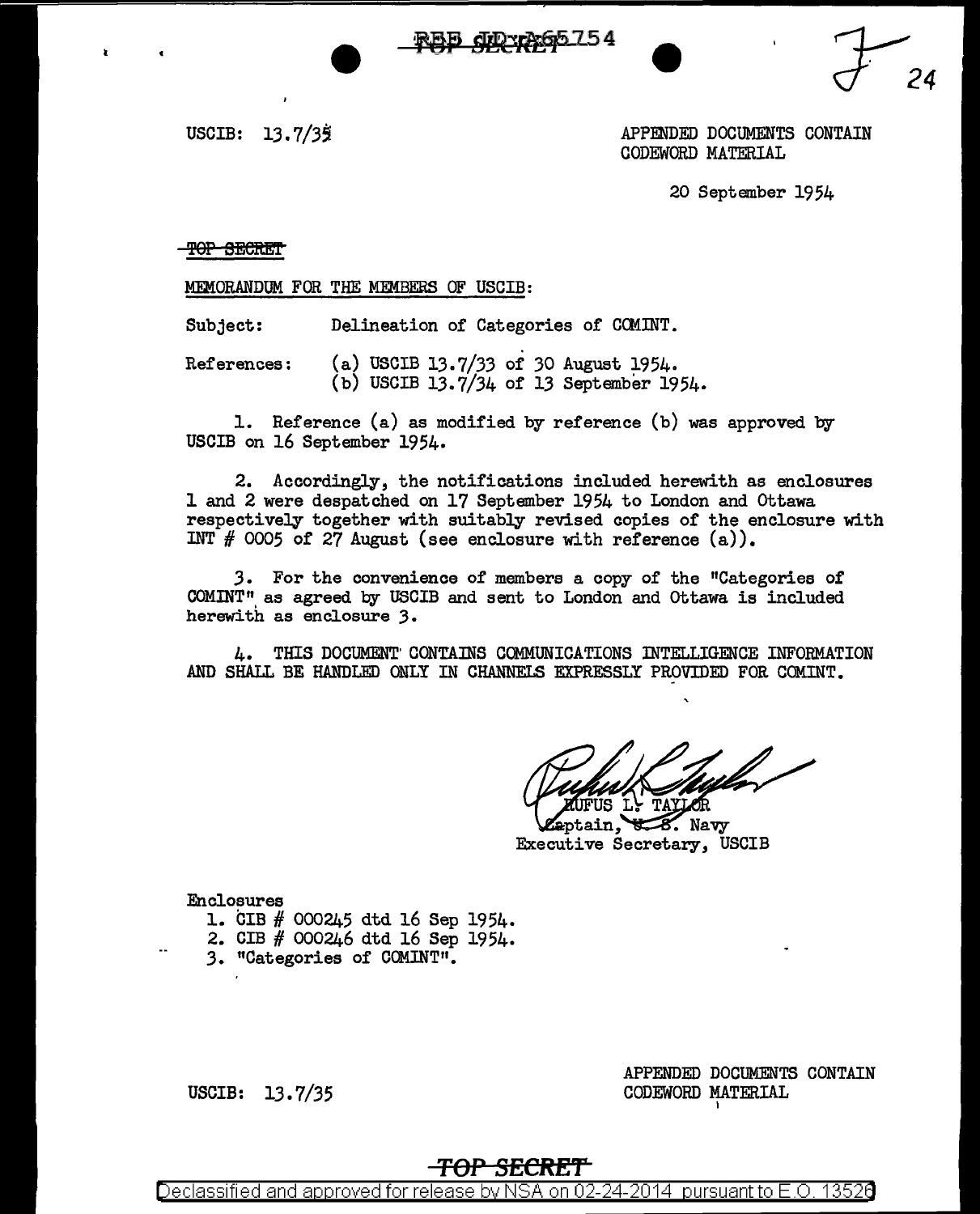USCIB: 13.7/35

APPENDED DOCUMENTS CONTAIN CODEWORD MATERIAL

20 September 1954

~~TOP SECRET~~

MEMORANDUM FOR THE MEMBERS OF USCIB:

Subject: Delineation of Categories of COMINT.

References: (a) USCIB 13.7/33 of 30 August 1954.
(b) USCIB 13.7/34 of 13 September 1954.

1. Reference (a) as modified by reference (b) was approved by USCIB on 16 September 1954.

2. Accordingly, the notifications included herewith as enclosures 1 and 2 were despatched on 17 September 1954 to London and Ottawa respectively together with suitably revised copies of the enclosure with INT # 0005 of 27 August (see enclosure with reference (a)).

3. For the convenience of members a copy of the "Categories of COMINT" as agreed by USCIB and sent to London and Ottawa is included herewith as enclosure 3.

4. THIS DOCUMENT CONTAINS COMMUNICATIONS INTELLIGENCE INFORMATION AND SHALL BE HANDLED ONLY IN CHANNELS EXPRESSLY PROVIDED FOR COMINT.

RUFUS L. TAYLOR
Captain, U. S. Navy
Executive Secretary, USCIB

Enclosures
1. CIB # 000245 dtd 16 Sep 1954.
2. CIB # 000246 dtd 16 Sep 1954.
3. "Categories of COMINT".

USCIB: 13.7/35

APPENDED DOCUMENTS CONTAIN CODEWORD MATERIAL

TOP SECRET

Declassified and approved for release by NSA on 02-24-2014 pursuant to E.O. 13526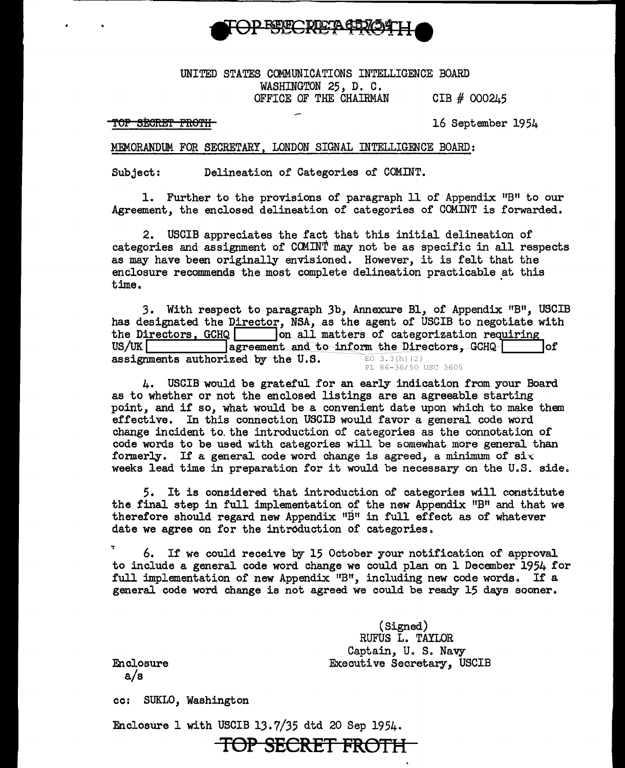TOP SECRET FROTH

UNITED STATES COMMUNICATIONS INTELLIGENCE BOARD
WASHINGTON 25, D. C.
OFFICE OF THE CHAIRMAN CIB # 000245

~~TOP SECRET FROTH~~

16 September 1954

MEMORANDUM FOR SECRETARY, LONDON SIGNAL INTELLIGENCE BOARD:

Subject: Delineation of Categories of COMINT.

1. Further to the provisions of paragraph 11 of Appendix "B" to our Agreement, the enclosed delineation of categories of COMINT is forwarded.

2. USCIB appreciates the fact that this initial delineation of categories and assignment of COMINT may not be as specific in all respects as may have been originally envisioned. However, it is felt that the enclosure recommends the most complete delineation practicable at this time.

3. With respect to paragraph 3b, Annexure B1, of Appendix "B", USCIB has designated the Director, NSA, as the agent of USCIB to negotiate with the Directors, GCHQ [ ] on all matters of categorization requiring US/UK [ ] agreement and to inform the Directors, GCHQ [ ] of assignments authorized by the U.S.

EO 3.3(h)(2)
PL 86-36/50 USC 3605

4. USCIB would be grateful for an early indication from your Board as to whether or not the enclosed listings are an agreeable starting point, and if so, what would be a convenient date upon which to make them effective. In this connection USCIB would favor a general code word change incident to the introduction of categories as the connotation of code words to be used with categories will be somewhat more general than formerly. If a general code word change is agreed, a minimum of six weeks lead time in preparation for it would be necessary on the U.S. side.

5. It is considered that introduction of categories will constitute the final step in full implementation of the new Appendix "B" and that we therefore should regard new Appendix "B" in full effect as of whatever date we agree on for the introduction of categories.

6. If we could receive by 15 October your notification of approval to include a general code word change we could plan on 1 December 1954 for full implementation of new Appendix "B", including new code words. If a general code word change is not agreed we could be ready 15 days sooner.

(Signed)
RUFUS L. TAYLOR
Captain, U. S. Navy
Executive Secretary, USCIB

Enclosure
a/s

cc: SUKLO, Washington

Enclosure 1 with USCIB 13.7/35 dtd 20 Sep 1954.

~~TOP SECRET FROTH~~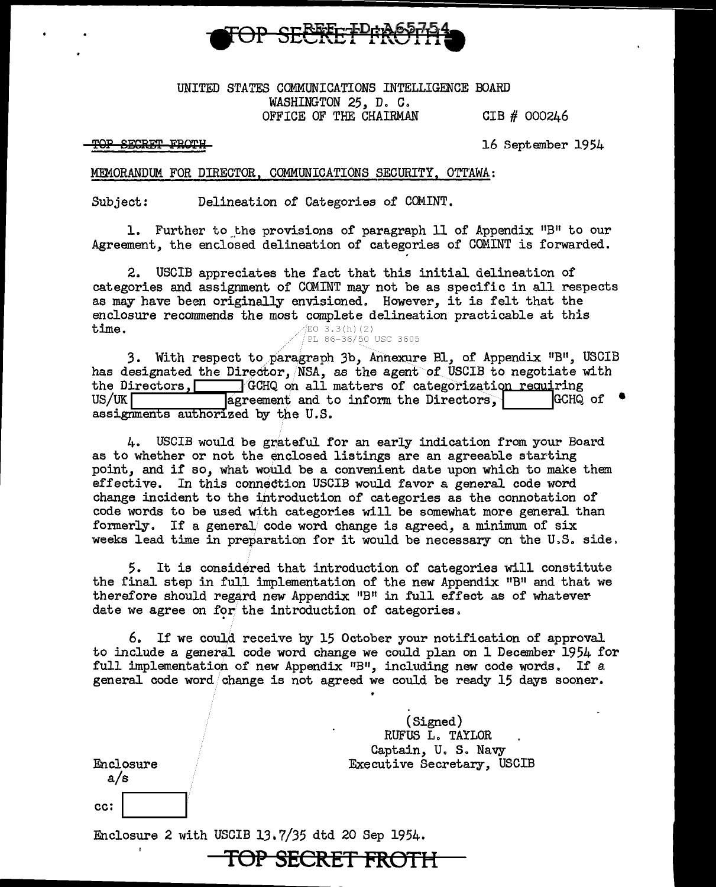TOP SECRET FROTH

REF ID:A65754

UNITED STATES COMMUNICATIONS INTELLIGENCE BOARD
WASHINGTON 25, D. C.
OFFICE OF THE CHAIRMAN

CIB # 000246

TOP SECRET FROTH

16 September 1954

MEMORANDUM FOR DIRECTOR, COMMUNICATIONS SECURITY, OTTAWA:

Subject: Delineation of Categories of COMINT.

1. Further to the provisions of paragraph 11 of Appendix "B" to our Agreement, the enclosed delineation of categories of COMINT is forwarded.

2. USCIB appreciates the fact that this initial delineation of categories and assignment of COMINT may not be as specific in all respects as may have been originally envisioned. However, it is felt that the enclosure recommends the most complete delineation practicable at this time.

EO 3.3(h)(2)
PL 86-36/50 USC 3605

3. With respect to paragraph 3b, Annexure B1, of Appendix "B", USCIB has designated the Director, NSA, as the agent of USCIB to negotiate with the Directors, [ ] GCHQ on all matters of categorization requiring US/UK [ ] agreement and to inform the Directors, [ ] GCHQ of assignments authorized by the U.S.

4. USCIB would be grateful for an early indication from your Board as to whether or not the enclosed listings are an agreeable starting point, and if so, what would be a convenient date upon which to make them effective. In this connection USCIB would favor a general code word change incident to the introduction of categories as the connotation of code words to be used with categories will be somewhat more general than formerly. If a general code word change is agreed, a minimum of six weeks lead time in preparation for it would be necessary on the U.S. side.

5. It is considered that introduction of categories will constitute the final step in full implementation of the new Appendix "B" and that we therefore should regard new Appendix "B" in full effect as of whatever date we agree on for the introduction of categories.

6. If we could receive by 15 October your notification of approval to include a general code word change we could plan on 1 December 1954 for full implementation of new Appendix "B", including new code words. If a general code word change is not agreed we could be ready 15 days sooner.

(Signed)
RUFUS L. TAYLOR
Captain, U. S. Navy
Executive Secretary, USCIB

Enclosure
a/s

cc: [ ]

Enclosure 2 with USCIB 13.7/35 dtd 20 Sep 1954.

TOP SECRET FROTH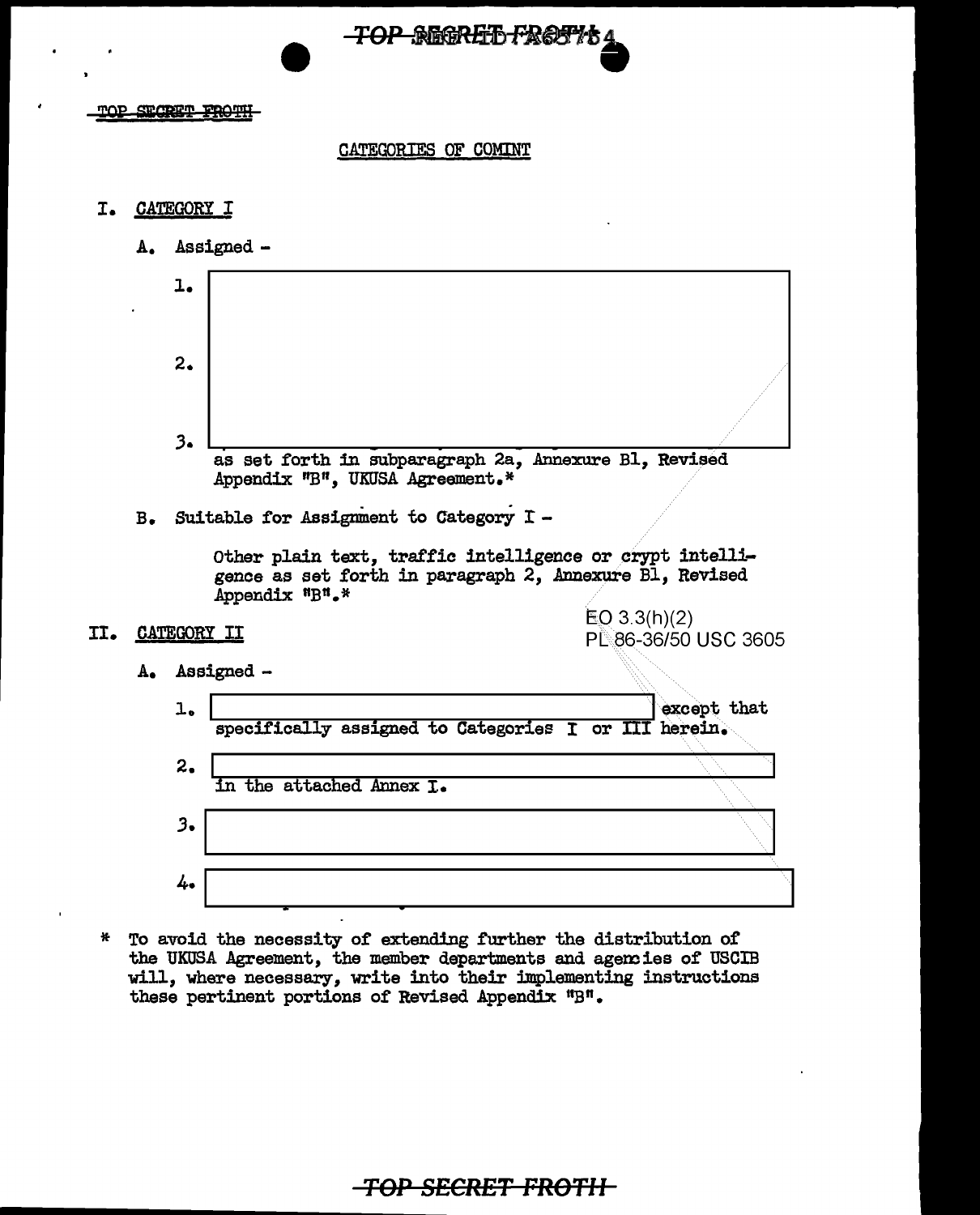CATEGORIES OF COMINT

I. CATEGORY I

A. Assigned -

1. 

2. 

3. as set forth in subparagraph 2a, Annexure B1, Revised Appendix "B", UKUSA Agreement.*

B. Suitable for Assignment to Category I -

Other plain text, traffic intelligence or crypt intelligence as set forth in paragraph 2, Annexure B1, Revised Appendix "B".*

EO 3.3(h)(2)
PL 86-36/50 USC 3605

II. CATEGORY II

A. Assigned -

1. except that specifically assigned to Categories I or III herein.

2. in the attached Annex I.

3. 

4. 

\* To avoid the necessity of extending further the distribution of the UKUSA Agreement, the member departments and agencies of USCIB will, where necessary, write into their implementing instructions these pertinent portions of Revised Appendix "B".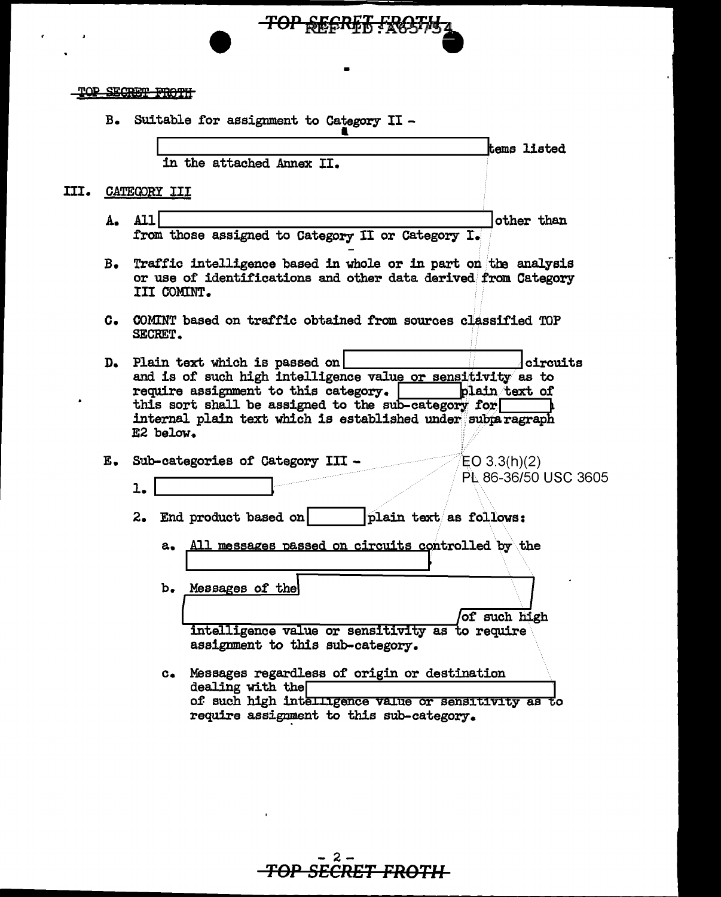B. Suitable for assignment to Category II -

[REDACTED] tems listed in the attached Annex II.

III. CATEGORY III

A. All [REDACTED] other than from those assigned to Category II or Category I.

B. Traffic intelligence based in whole or in part on the analysis or use of identifications and other data derived from Category III COMINT.

C. COMINT based on traffic obtained from sources classified TOP SECRET.

D. Plain text which is passed on [REDACTED] circuits and is of such high intelligence value or sensitivity as to require assignment to this category. [REDACTED] plain text of this sort shall be assigned to the sub-category for [REDACTED] internal plain text which is established under subparagraph E2 below.

E. Sub-categories of Category III -

EO 3.3(h)(2)
PL 86-36/50 USC 3605

1. [REDACTED]

2. End product based on [REDACTED] plain text as follows:

a. All messages passed on circuits controlled by the [REDACTED]

b. Messages of the [REDACTED] of such high intelligence value or sensitivity as to require assignment to this sub-category.

c. Messages regardless of origin or destination dealing with the [REDACTED] of such high intelligence value or sensitivity as to require assignment to this sub-category.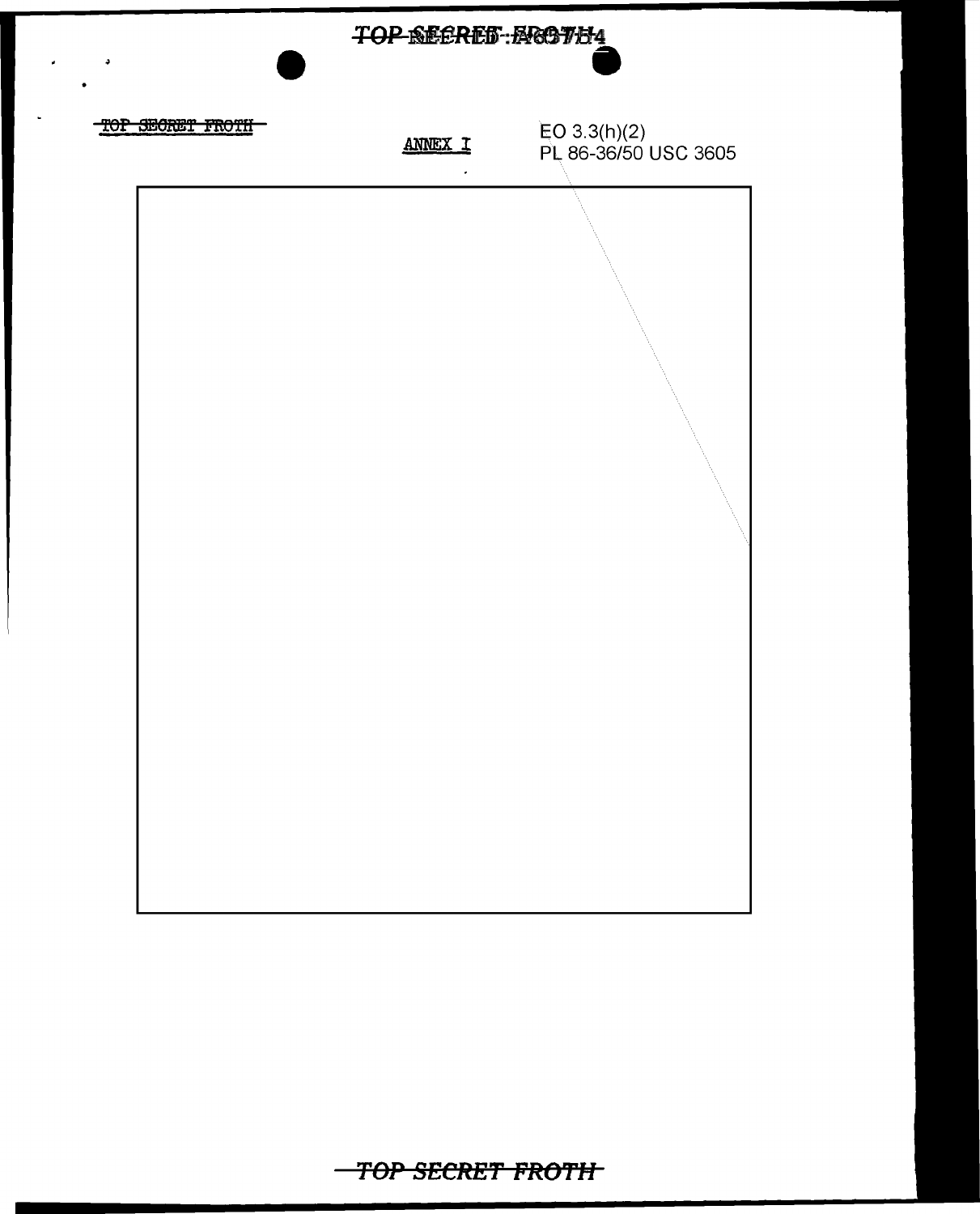~~TOP SECRET FROTH~~

ANNEX I

EO 3.3(h)(2)
PL 86-36/50 USC 3605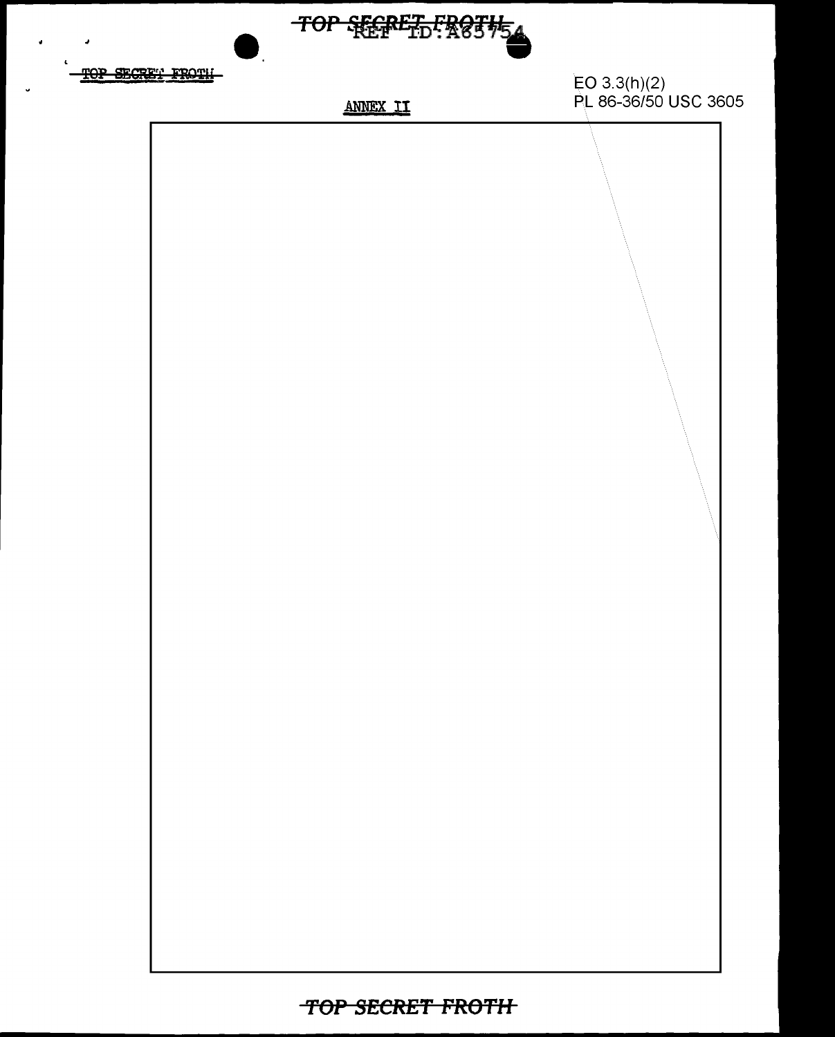EO 3.3(h)(2)
PL 86-36/50 USC 3605

## ANNEX II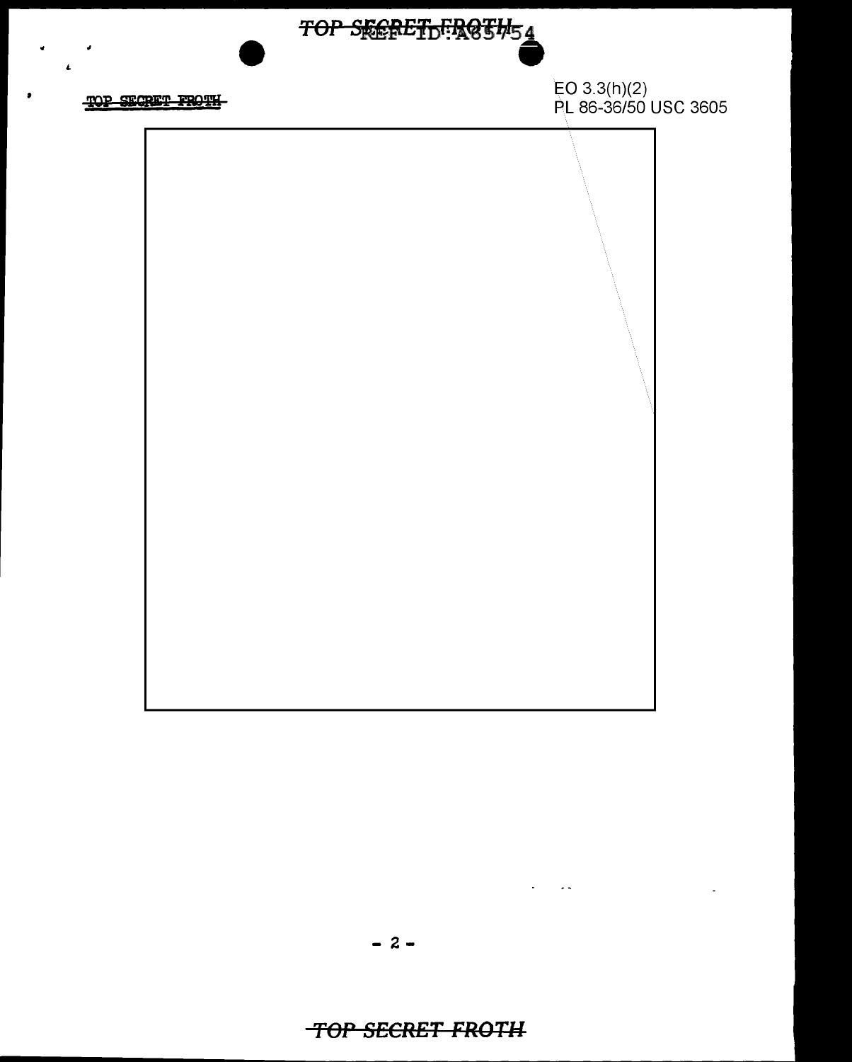TOP SECRET FROTH

EO 3.3(h)(2)
PL 86-36/50 USC 3605